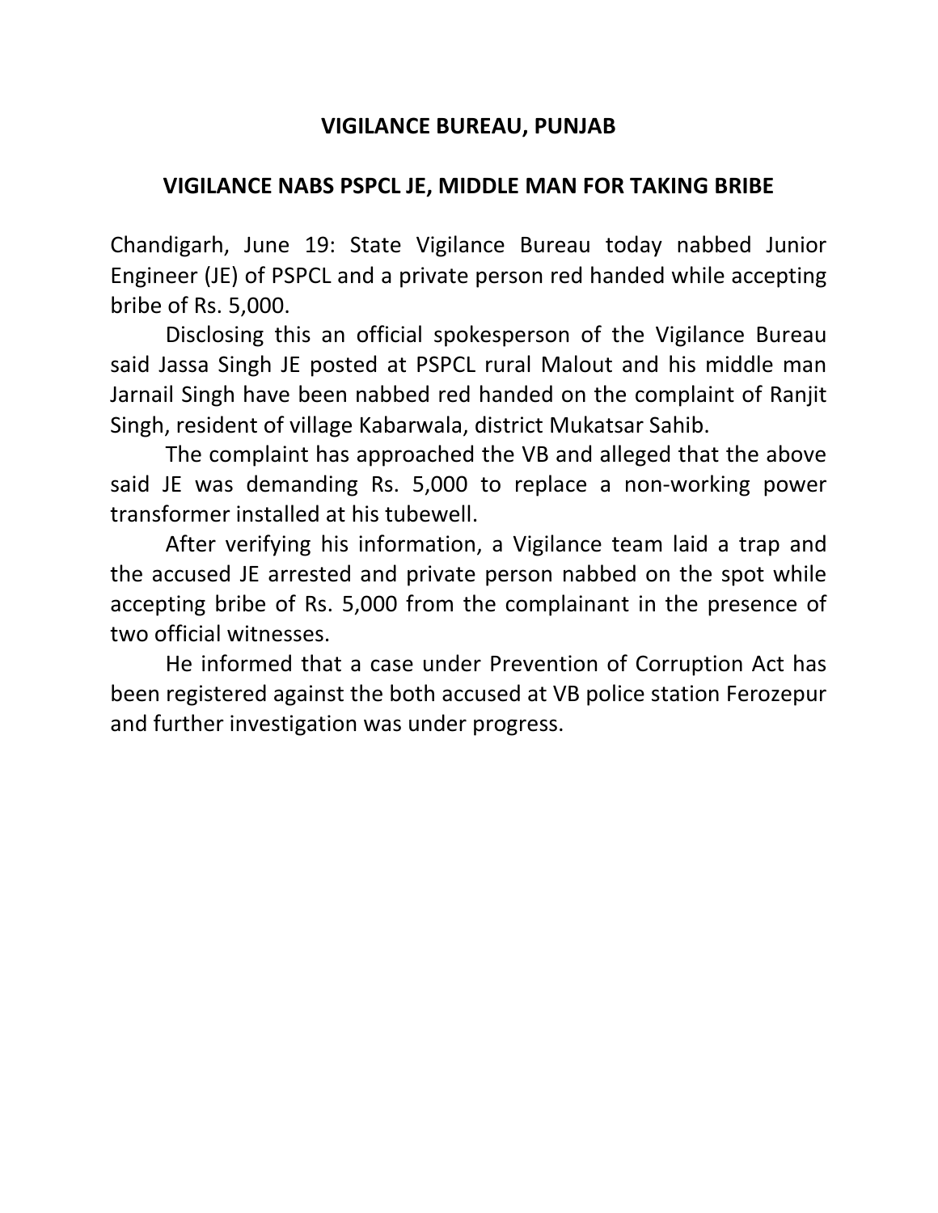# VIGILANCE BUREAU, PUNJAB

## VIGILANCE NABS PSPCL JE, MIDDLE MAN FOR TAKING BRIBE

Chandigarh, June 19: State Vigilance Bureau today nabbed Junior Engineer (JE) of PSPCL and a private person red handed while accepting bribe of Rs. 5,000.

Disclosing this an official spokesperson of the Vigilance Bureau said Jassa Singh JE posted at PSPCL rural Malout and his middle man Jarnail Singh have been nabbed red handed on the complaint of Ranjit Singh, resident of village Kabarwala, district Mukatsar Sahib.

The complaint has approached the VB and alleged that the above said JE was demanding Rs. 5,000 to replace a non-working power transformer installed at his tubewell.

After verifying his information, a Vigilance team laid a trap and the accused JE arrested and private person nabbed on the spot while accepting bribe of Rs. 5,000 from the complainant in the presence of two official witnesses.

He informed that a case under Prevention of Corruption Act has been registered against the both accused at VB police station Ferozepur and further investigation was under progress.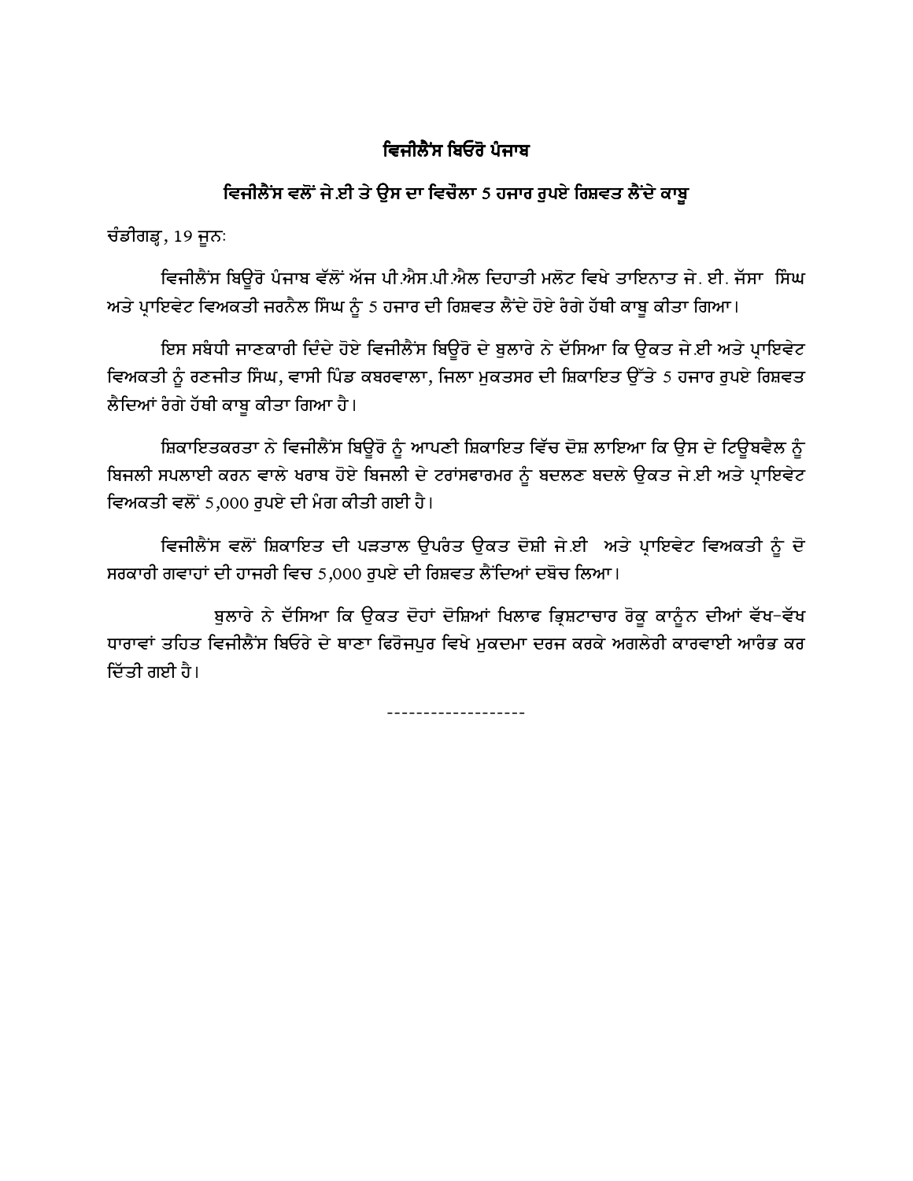## ਵਿਜੀਲੈਂਸ ਬਿਓਰੋ ਪੰਜਾਬ

### ਵਿਜੀਲੈਂਸ ਵਲੋਂ ਜੇ.ਈ ਤੇ ਉਸ ਦਾ ਵਿਚੋਲਾ 5 ਹਜਾਰ ਰੁਪਏ ਗਿਸ਼ਵਤ ਲੈਂਦੇ ਕਾਬੂ

ਚੰਡੀਗੜ੍ਹ, 19 ਜੂਨਃ

ਵਿਜੀਲੈਂਸ ਬਿਊਰੋ ਪੰਜਾਬ ਵੱਲੋਂ ਅੱਜ ਪੀ.ਐਸ.ਪੀ.ਐਲ ਦਿਹਾਤੀ ਮਲੋਟ ਵਿਖੇ ਤਾਇਨਾਤ ਜੇ. ਈ. ਜੱਸਾ ਸਿੰਘ ਅਤੇ ਪ੍ਰਾਇਵੇਟ ਵਿਅਕਤੀ ਜਰਨੈਲ ਸਿੰਘ ਨੂੰ 5 ਹਜਾਰ ਦੀ ਰਿਸ਼ਵਤ ਲੈਂਦੇ ਹੋਏ ਰੰਗੇ ਹੱਥੀ ਕਾਬੂ ਕੀਤਾ ਗਿਆ।

ਇਸ ਸਬੰਧੀ ਜਾਣਕਾਰੀ ਦਿੰਦੇ ਹੋਏ ਵਿਜੀਲੈਂਸ ਬਿਊਰੋ ਦੇ ਬੁਲਾਰੇ ਨੇ ਦੱਸਿਆ ਕਿ ਉਕਤ ਜੇ.ਈ ਅਤੇ ਪ੍ਰਾਇਵੇਟ ਵਿਅਕਤੀ ਨੂੰ ਰਣਜੀਤ ਸਿੰਘ, ਵਾਸੀ ਪਿੰਡ ਕਬਰਵਾਲਾ, ਜਿਲਾ ਮੁਕਤਸਰ ਦੀ ਸ਼ਿਕਾਇਤ ਉੱਤੇ 5 ਹਜਾਰ ਰੁਪਏ ਰਿਸ਼ਵਤ ਲੈਂਦਿਆਂ ਰੰਗੇ ਹੱਥੀ ਕਾਬੂ ਕੀਤਾ ਗਿਆ ਹੈ।

ਸ਼ਿਕਾਇਤਕਰਤਾ ਨੇ ਵਿਜੀਲੈਂਸ ਬਿਊਰੋ ਨੂੰ ਆਪਣੀ ਸ਼ਿਕਾਇਤ ਵਿੱਚ ਦੋਸ਼ ਲਾਇਆ ਕਿ ਉਸ ਦੇ ਟਿਊਬਵੈਲ ਨੂੰ ਬਿਜਲੀ ਸਪਲਾਈ ਕਰਨ ਵਾਲੇ ਖਰਾਬ ਹੋਏ ਬਿਜਲੀ ਦੇ ਟਰਾਂਸਫਾਰਮਰ ਨੂੰ ਬਦਲਣ ਬਦਲੇ ਉਕਤ ਜੇ.ਈ ਅਤੇ ਪ੍ਰਾਇਵੇਟ ਵਿਅਕਤੀ ਵਲੋਂ 5,000 ਰੁਪਏ ਦੀ ਮੰਗ ਕੀਤੀ ਗਈ ਹੈ।

ਵਿਜੀਲੈਂਸ ਵਲੋਂ ਸ਼ਿਕਾਇਤ ਦੀ ਪੜਤਾਲ ਉਪਰੰਤ ਉਕਤ ਦੋਸ਼ੀ ਜੇ.ਈ ਅਤੇ ਪ੍ਰਾਇਵੇਟ ਵਿਅਕਤੀ ਨੂੰ ਦੋ ਸਰਕਾਰੀ ਗਵਾਹਾਂ ਦੀ ਹਾਜਰੀ ਵਿਚ 5,000 ਰੁਪਏ ਦੀ ਰਿਸ਼ਵਤ ਲੈਂਦਿਆਂ ਦਬੋਚ ਲਿਆ।

ਬੁਲਾਰੇ ਨੇ ਦੱਸਿਆ ਕਿ ਉਕਤ ਦੋਹਾਂ ਦੋਸ਼ਿਆਂ ਖਿਲਾਫ ਭ੍ਰਿਸ਼ਟਾਚਾਰ ਰੋਕੂ ਕਾਨੂੰਨ ਦੀਆਂ ਵੱਖ-ਵੱਖ ਧਾਰਾਵਾਂ ਤਹਿਤ ਵਿਜੀਲੈਂਸ ਬਿਓਰੋ ਦੇ ਥਾਣਾ ਫਿਰੋਜਪੁਰ ਵਿਖੇ ਮੁਕਦਮਾ ਦਰਜ ਕਰਕੇ ਅਗਲੇਰੀ ਕਾਰਵਾਈ ਆਰੰਭ ਕਰ ਦਿੱਤੀ ਗਈ ਹੈ।

-------------------